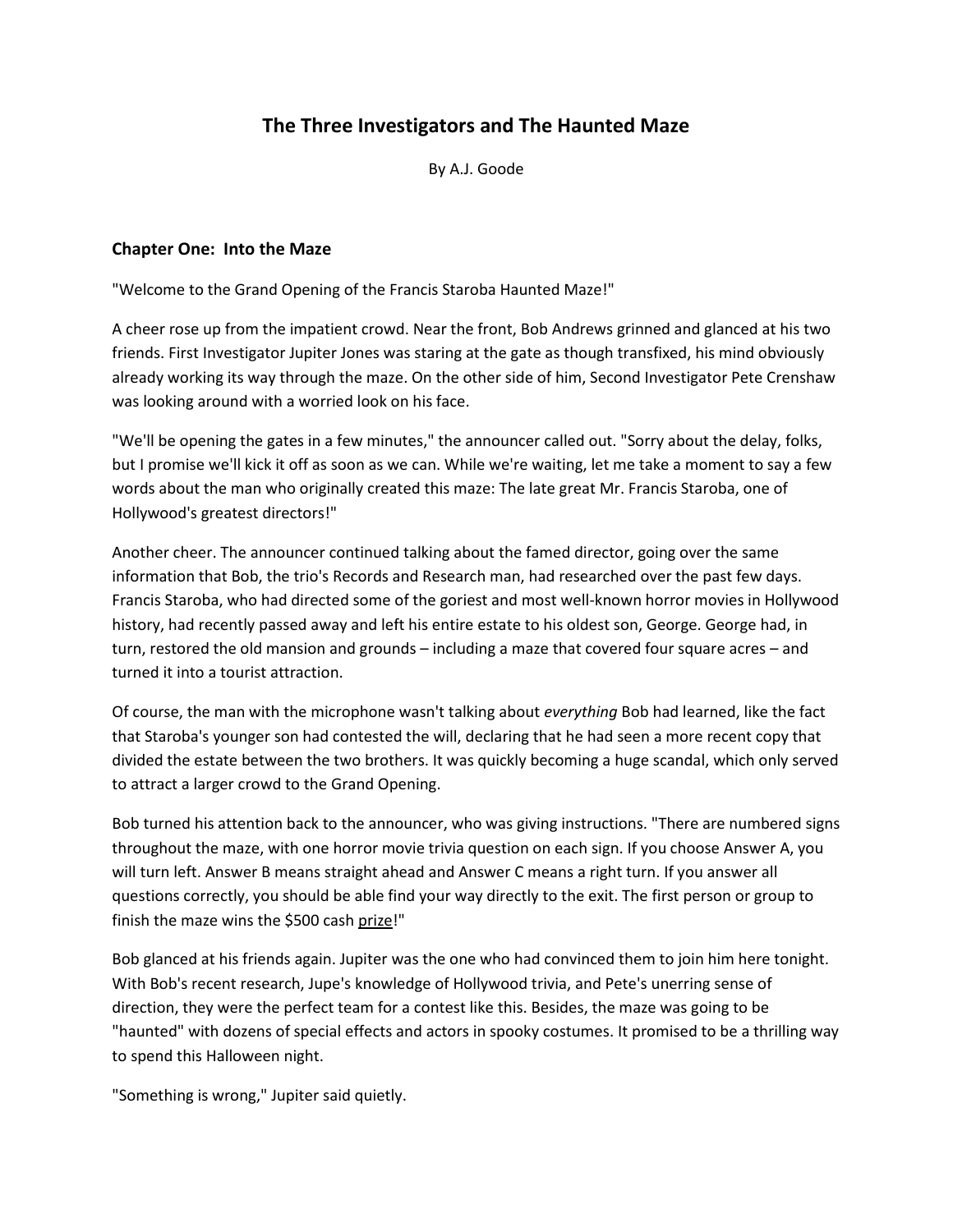# The Three Investigators and The Haunted Maze

By A.J. Goode

## Chapter One: Into the Maze

"Welcome to the Grand Opening of the Francis Staroba Haunted Maze!"

A cheer rose up from the impatient crowd. Near the front, Bob Andrews grinned and glanced at his two friends. First Investigator Jupiter Jones was staring at the gate as though transfixed, his mind obviously already working its way through the maze. On the other side of him, Second Investigator Pete Crenshaw was looking around with a worried look on his face.

"We'll be opening the gates in a few minutes," the announcer called out. "Sorry about the delay, folks, but I promise we'll kick it off as soon as we can. While we're waiting, let me take a moment to say a few words about the man who originally created this maze: The late great Mr. Francis Staroba, one of Hollywood's greatest directors!"

Another cheer. The announcer continued talking about the famed director, going over the same information that Bob, the trio's Records and Research man, had researched over the past few days. Francis Staroba, who had directed some of the goriest and most well-known horror movies in Hollywood history, had recently passed away and left his entire estate to his oldest son, George. George had, in turn, restored the old mansion and grounds – including a maze that covered four square acres – and turned it into a tourist attraction.

Of course, the man with the microphone wasn't talking about *everything* Bob had learned, like the fact that Staroba's younger son had contested the will, declaring that he had seen a more recent copy that divided the estate between the two brothers. It was quickly becoming a huge scandal, which only served to attract a larger crowd to the Grand Opening.

Bob turned his attention back to the announcer, who was giving instructions. "There are numbered signs throughout the maze, with one horror movie trivia question on each sign. If you choose Answer A, you will turn left. Answer B means straight ahead and Answer C means a right turn. If you answer all questions correctly, you should be able find your way directly to the exit. The first person or group to finish the maze wins the $500 cash prize!"

Bob glanced at his friends again. Jupiter was the one who had convinced them to join him here tonight. With Bob's recent research, Jupe's knowledge of Hollywood trivia, and Pete's unerring sense of direction, they were the perfect team for a contest like this. Besides, the maze was going to be "haunted" with dozens of special effects and actors in spooky costumes. It promised to be a thrilling way to spend this Halloween night.

"Something is wrong," Jupiter said quietly.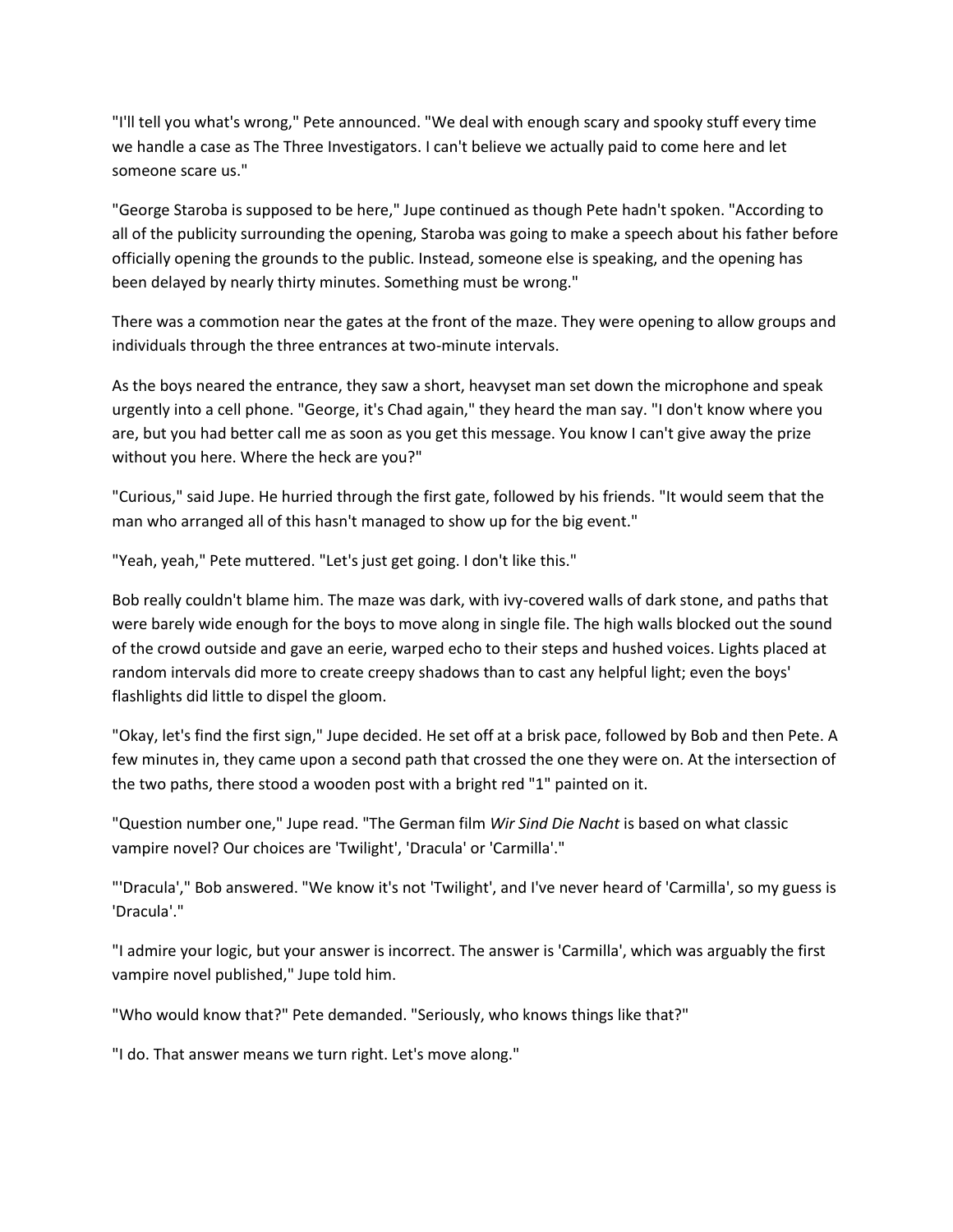"I'll tell you what's wrong," Pete announced. "We deal with enough scary and spooky stuff every time we handle a case as The Three Investigators. I can't believe we actually paid to come here and let someone scare us."

"George Staroba is supposed to be here," Jupe continued as though Pete hadn't spoken. "According to all of the publicity surrounding the opening, Staroba was going to make a speech about his father before officially opening the grounds to the public. Instead, someone else is speaking, and the opening has been delayed by nearly thirty minutes. Something must be wrong."

There was a commotion near the gates at the front of the maze. They were opening to allow groups and individuals through the three entrances at two-minute intervals.

As the boys neared the entrance, they saw a short, heavyset man set down the microphone and speak urgently into a cell phone. "George, it's Chad again," they heard the man say. "I don't know where you are, but you had better call me as soon as you get this message. You know I can't give away the prize without you here. Where the heck are you?"

"Curious," said Jupe. He hurried through the first gate, followed by his friends. "It would seem that the man who arranged all of this hasn't managed to show up for the big event."

"Yeah, yeah," Pete muttered. "Let's just get going. I don't like this."

Bob really couldn't blame him. The maze was dark, with ivy-covered walls of dark stone, and paths that were barely wide enough for the boys to move along in single file. The high walls blocked out the sound of the crowd outside and gave an eerie, warped echo to their steps and hushed voices. Lights placed at random intervals did more to create creepy shadows than to cast any helpful light; even the boys' flashlights did little to dispel the gloom.

"Okay, let's find the first sign," Jupe decided. He set off at a brisk pace, followed by Bob and then Pete. A few minutes in, they came upon a second path that crossed the one they were on. At the intersection of the two paths, there stood a wooden post with a bright red "1" painted on it.

"Question number one," Jupe read. "The German film *Wir Sind Die Nacht* is based on what classic vampire novel? Our choices are 'Twilight', 'Dracula' or 'Carmilla'."

"'Dracula'," Bob answered. "We know it's not 'Twilight', and I've never heard of 'Carmilla', so my guess is 'Dracula'."

"I admire your logic, but your answer is incorrect. The answer is 'Carmilla', which was arguably the first vampire novel published," Jupe told him.

"Who would know that?" Pete demanded. "Seriously, who knows things like that?"

"I do. That answer means we turn right. Let's move along."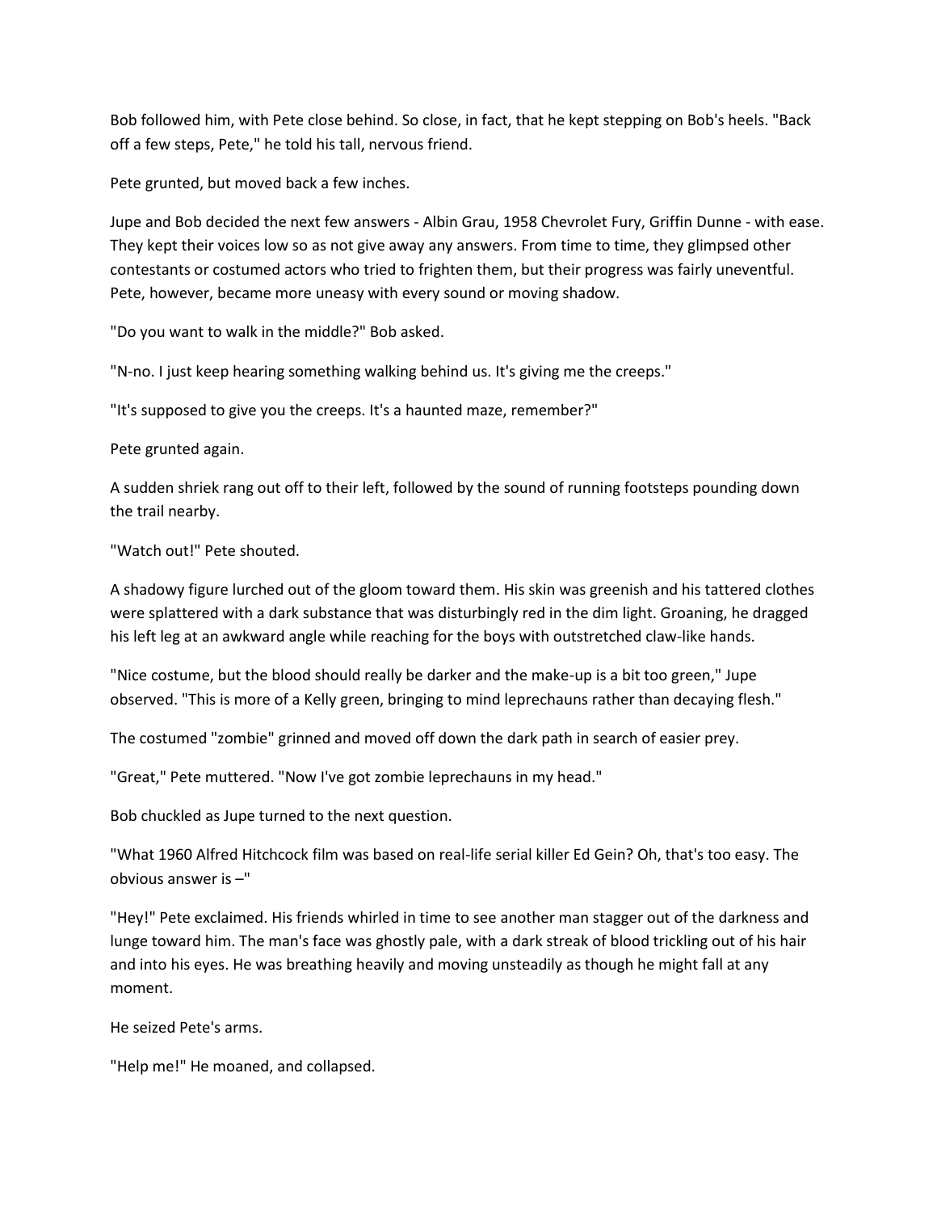Bob followed him, with Pete close behind. So close, in fact, that he kept stepping on Bob's heels. "Back off a few steps, Pete," he told his tall, nervous friend.

Pete grunted, but moved back a few inches.

Jupe and Bob decided the next few answers - Albin Grau, 1958 Chevrolet Fury, Griffin Dunne - with ease. They kept their voices low so as not give away any answers. From time to time, they glimpsed other contestants or costumed actors who tried to frighten them, but their progress was fairly uneventful. Pete, however, became more uneasy with every sound or moving shadow.

"Do you want to walk in the middle?" Bob asked.

"N-no. I just keep hearing something walking behind us. It's giving me the creeps."

"It's supposed to give you the creeps. It's a haunted maze, remember?"

Pete grunted again.

A sudden shriek rang out off to their left, followed by the sound of running footsteps pounding down the trail nearby.

"Watch out!" Pete shouted.

A shadowy figure lurched out of the gloom toward them. His skin was greenish and his tattered clothes were splattered with a dark substance that was disturbingly red in the dim light. Groaning, he dragged his left leg at an awkward angle while reaching for the boys with outstretched claw-like hands.

"Nice costume, but the blood should really be darker and the make-up is a bit too green," Jupe observed. "This is more of a Kelly green, bringing to mind leprechauns rather than decaying flesh."

The costumed "zombie" grinned and moved off down the dark path in search of easier prey.

"Great," Pete muttered. "Now I've got zombie leprechauns in my head."

Bob chuckled as Jupe turned to the next question.

"What 1960 Alfred Hitchcock film was based on real-life serial killer Ed Gein? Oh, that's too easy. The obvious answer is –"

"Hey!" Pete exclaimed. His friends whirled in time to see another man stagger out of the darkness and lunge toward him. The man's face was ghostly pale, with a dark streak of blood trickling out of his hair and into his eyes. He was breathing heavily and moving unsteadily as though he might fall at any moment.

He seized Pete's arms.

"Help me!" He moaned, and collapsed.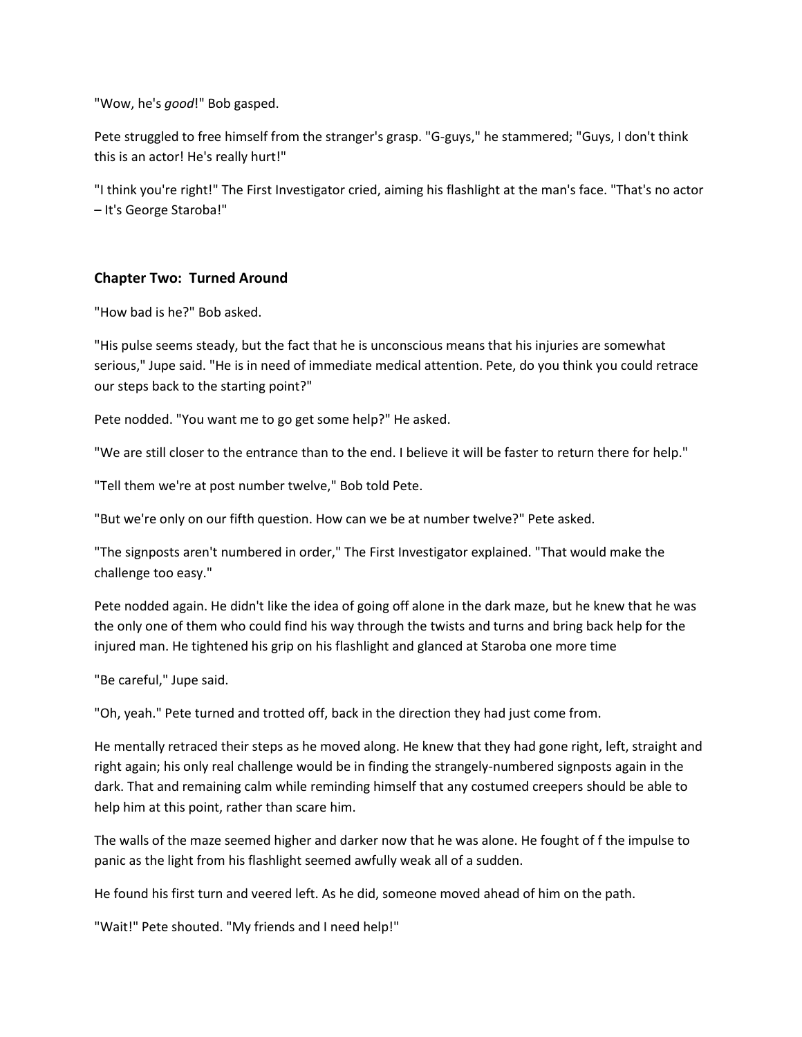"Wow, he's *good*!" Bob gasped.

Pete struggled to free himself from the stranger's grasp. "G-guys," he stammered; "Guys, I don't think this is an actor! He's really hurt!"

"I think you're right!" The First Investigator cried, aiming his flashlight at the man's face. "That's no actor – It's George Staroba!"

## Chapter Two: Turned Around

"How bad is he?" Bob asked.

"His pulse seems steady, but the fact that he is unconscious means that his injuries are somewhat serious," Jupe said. "He is in need of immediate medical attention. Pete, do you think you could retrace our steps back to the starting point?"

Pete nodded. "You want me to go get some help?" He asked.

"We are still closer to the entrance than to the end. I believe it will be faster to return there for help."

"Tell them we're at post number twelve," Bob told Pete.

"But we're only on our fifth question. How can we be at number twelve?" Pete asked.

"The signposts aren't numbered in order," The First Investigator explained. "That would make the challenge too easy."

Pete nodded again. He didn't like the idea of going off alone in the dark maze, but he knew that he was the only one of them who could find his way through the twists and turns and bring back help for the injured man. He tightened his grip on his flashlight and glanced at Staroba one more time

"Be careful," Jupe said.

"Oh, yeah." Pete turned and trotted off, back in the direction they had just come from.

He mentally retraced their steps as he moved along. He knew that they had gone right, left, straight and right again; his only real challenge would be in finding the strangely-numbered signposts again in the dark. That and remaining calm while reminding himself that any costumed creepers should be able to help him at this point, rather than scare him.

The walls of the maze seemed higher and darker now that he was alone. He fought of f the impulse to panic as the light from his flashlight seemed awfully weak all of a sudden.

He found his first turn and veered left. As he did, someone moved ahead of him on the path.

"Wait!" Pete shouted. "My friends and I need help!"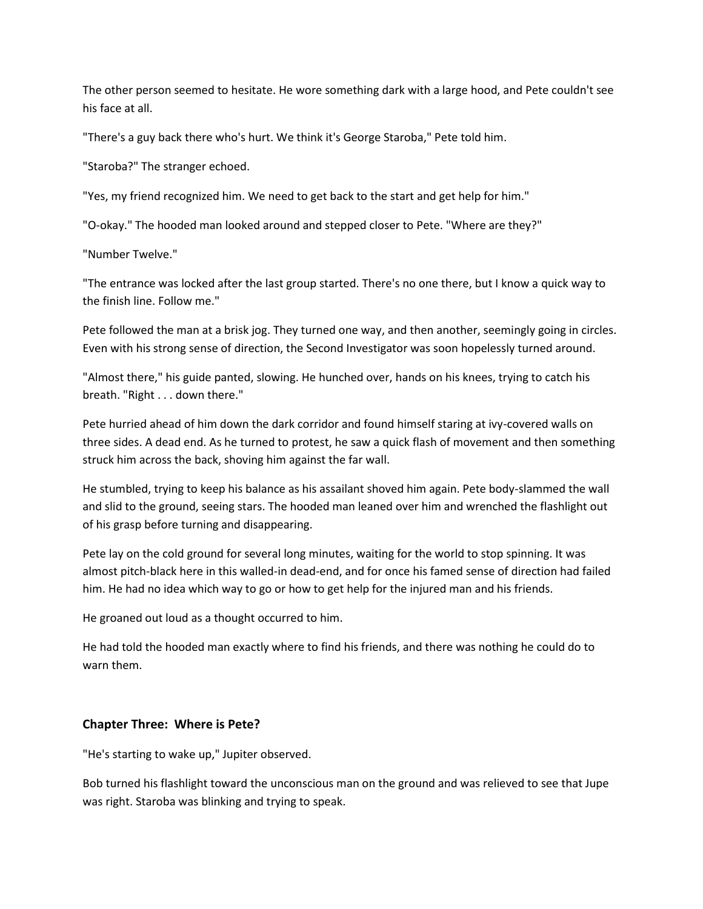The other person seemed to hesitate. He wore something dark with a large hood, and Pete couldn't see his face at all.

"There's a guy back there who's hurt. We think it's George Staroba," Pete told him.

"Staroba?" The stranger echoed.

"Yes, my friend recognized him. We need to get back to the start and get help for him."

"O-okay." The hooded man looked around and stepped closer to Pete. "Where are they?"

"Number Twelve."

"The entrance was locked after the last group started. There's no one there, but I know a quick way to the finish line. Follow me."

Pete followed the man at a brisk jog. They turned one way, and then another, seemingly going in circles. Even with his strong sense of direction, the Second Investigator was soon hopelessly turned around.

"Almost there," his guide panted, slowing. He hunched over, hands on his knees, trying to catch his breath. "Right . . . down there."

Pete hurried ahead of him down the dark corridor and found himself staring at ivy-covered walls on three sides. A dead end. As he turned to protest, he saw a quick flash of movement and then something struck him across the back, shoving him against the far wall.

He stumbled, trying to keep his balance as his assailant shoved him again. Pete body-slammed the wall and slid to the ground, seeing stars. The hooded man leaned over him and wrenched the flashlight out of his grasp before turning and disappearing.

Pete lay on the cold ground for several long minutes, waiting for the world to stop spinning. It was almost pitch-black here in this walled-in dead-end, and for once his famed sense of direction had failed him. He had no idea which way to go or how to get help for the injured man and his friends.

He groaned out loud as a thought occurred to him.

He had told the hooded man exactly where to find his friends, and there was nothing he could do to warn them.

## Chapter Three: Where is Pete?

"He's starting to wake up," Jupiter observed.

Bob turned his flashlight toward the unconscious man on the ground and was relieved to see that Jupe was right. Staroba was blinking and trying to speak.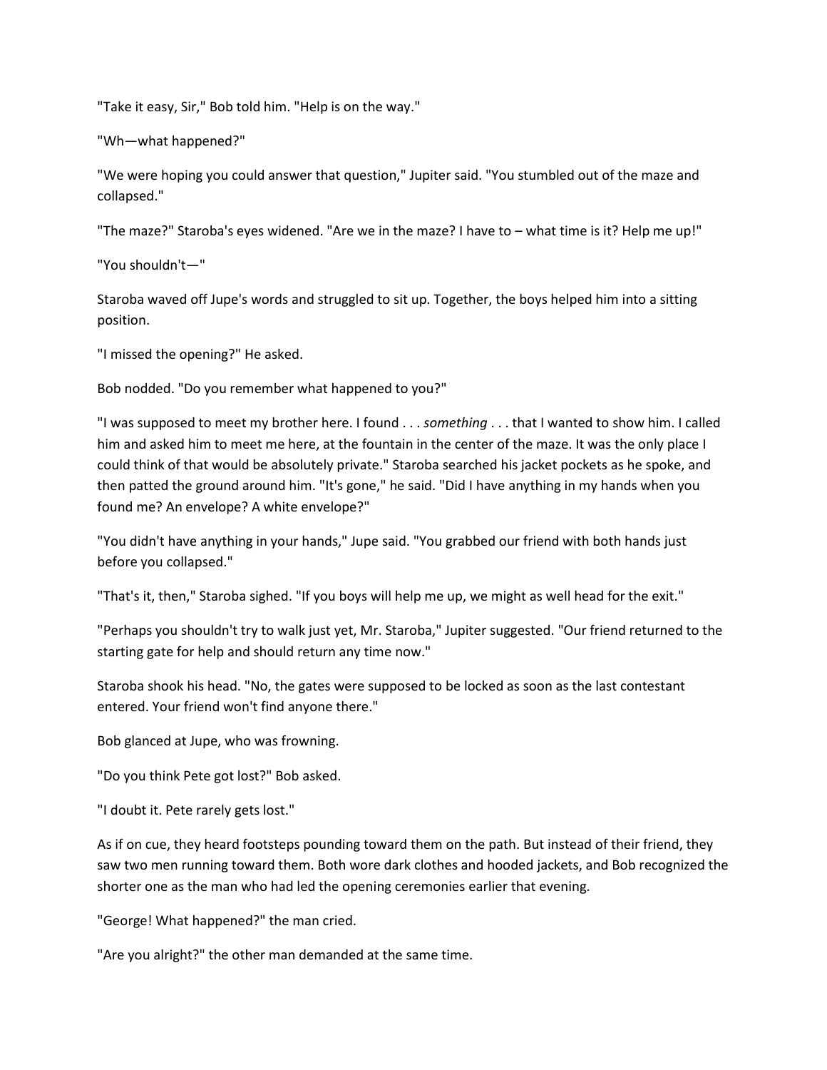"Take it easy, Sir," Bob told him. "Help is on the way."

"Wh—what happened?"

"We were hoping you could answer that question," Jupiter said. "You stumbled out of the maze and collapsed."

"The maze?" Staroba's eyes widened. "Are we in the maze? I have to – what time is it? Help me up!"

"You shouldn't—"

Staroba waved off Jupe's words and struggled to sit up. Together, the boys helped him into a sitting position.

"I missed the opening?" He asked.

Bob nodded. "Do you remember what happened to you?"

"I was supposed to meet my brother here. I found . . . *something* . . . that I wanted to show him. I called him and asked him to meet me here, at the fountain in the center of the maze. It was the only place I could think of that would be absolutely private." Staroba searched his jacket pockets as he spoke, and then patted the ground around him. "It's gone," he said. "Did I have anything in my hands when you found me? An envelope? A white envelope?"

"You didn't have anything in your hands," Jupe said. "You grabbed our friend with both hands just before you collapsed."

"That's it, then," Staroba sighed. "If you boys will help me up, we might as well head for the exit."

"Perhaps you shouldn't try to walk just yet, Mr. Staroba," Jupiter suggested. "Our friend returned to the starting gate for help and should return any time now."

Staroba shook his head. "No, the gates were supposed to be locked as soon as the last contestant entered. Your friend won't find anyone there."

Bob glanced at Jupe, who was frowning.

"Do you think Pete got lost?" Bob asked.

"I doubt it. Pete rarely gets lost."

As if on cue, they heard footsteps pounding toward them on the path. But instead of their friend, they saw two men running toward them. Both wore dark clothes and hooded jackets, and Bob recognized the shorter one as the man who had led the opening ceremonies earlier that evening.

"George! What happened?" the man cried.

"Are you alright?" the other man demanded at the same time.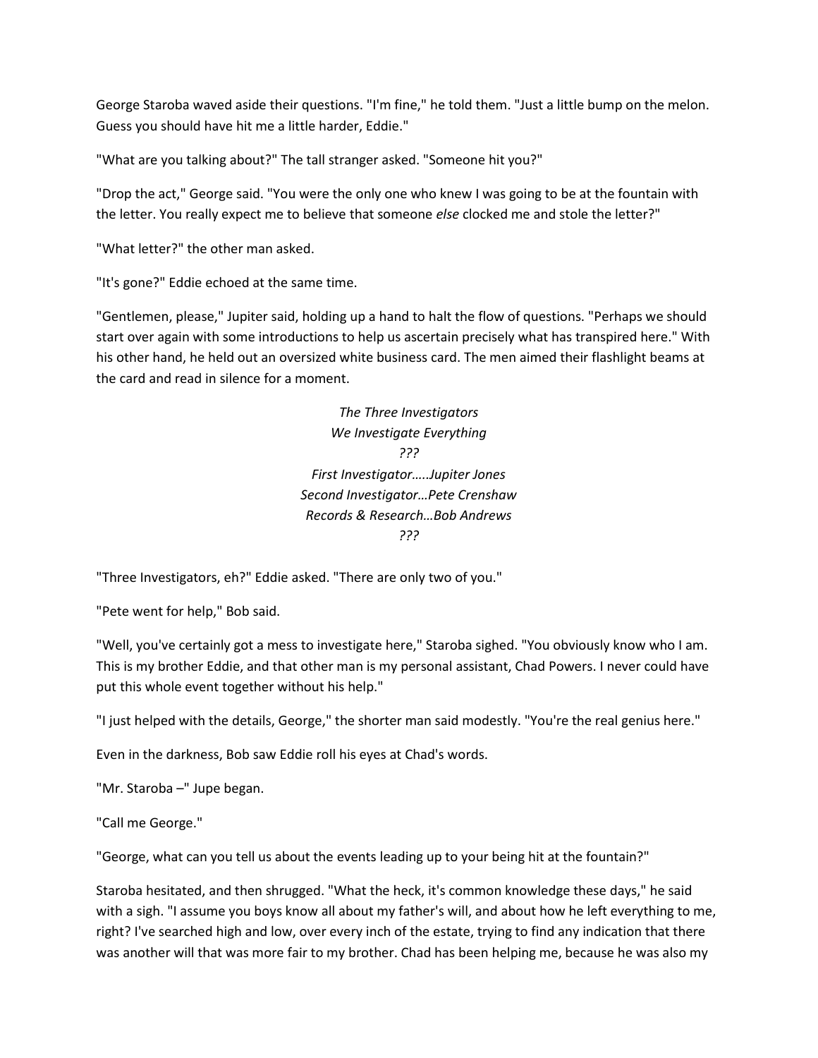George Staroba waved aside their questions. "I'm fine," he told them. "Just a little bump on the melon. Guess you should have hit me a little harder, Eddie."

"What are you talking about?" The tall stranger asked. "Someone hit you?"

"Drop the act," George said. "You were the only one who knew I was going to be at the fountain with the letter. You really expect me to believe that someone *else* clocked me and stole the letter?"

"What letter?" the other man asked.

"It's gone?" Eddie echoed at the same time.

"Gentlemen, please," Jupiter said, holding up a hand to halt the flow of questions. "Perhaps we should start over again with some introductions to help us ascertain precisely what has transpired here." With his other hand, he held out an oversized white business card. The men aimed their flashlight beams at the card and read in silence for a moment.

*The Three Investigators*
*We Investigate Everything*
*???*
*First Investigator…..Jupiter Jones*
*Second Investigator…Pete Crenshaw*
*Records & Research…Bob Andrews*
*???*

"Three Investigators, eh?" Eddie asked. "There are only two of you."

"Pete went for help," Bob said.

"Well, you've certainly got a mess to investigate here," Staroba sighed. "You obviously know who I am. This is my brother Eddie, and that other man is my personal assistant, Chad Powers. I never could have put this whole event together without his help."

"I just helped with the details, George," the shorter man said modestly. "You're the real genius here."

Even in the darkness, Bob saw Eddie roll his eyes at Chad's words.

"Mr. Staroba –" Jupe began.

"Call me George."

"George, what can you tell us about the events leading up to your being hit at the fountain?"

Staroba hesitated, and then shrugged. "What the heck, it's common knowledge these days," he said with a sigh. "I assume you boys know all about my father's will, and about how he left everything to me, right? I've searched high and low, over every inch of the estate, trying to find any indication that there was another will that was more fair to my brother. Chad has been helping me, because he was also my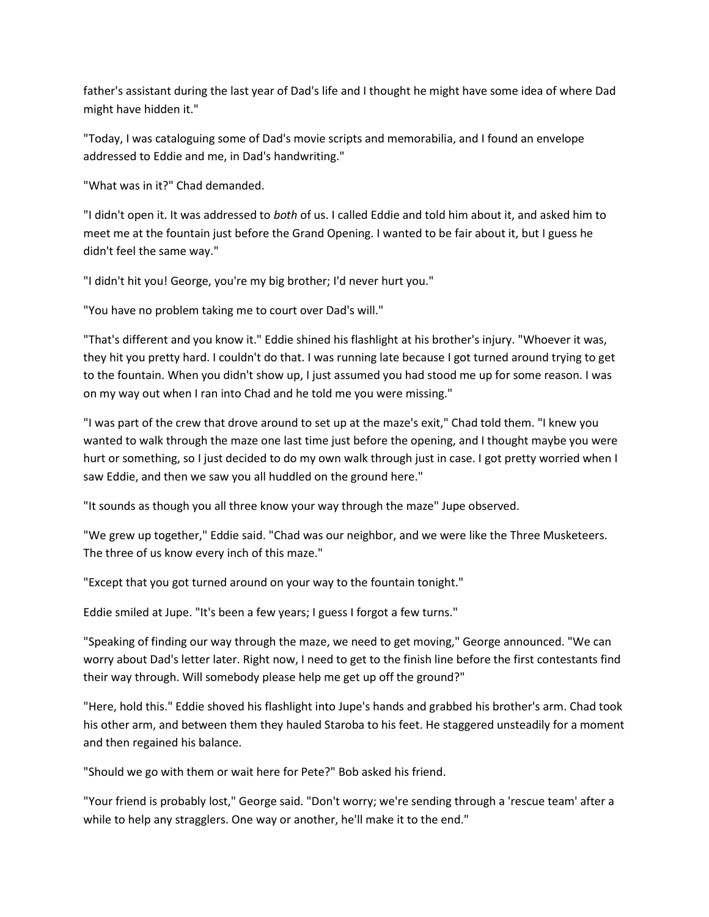father's assistant during the last year of Dad's life and I thought he might have some idea of where Dad might have hidden it."

"Today, I was cataloguing some of Dad's movie scripts and memorabilia, and I found an envelope addressed to Eddie and me, in Dad's handwriting."

"What was in it?" Chad demanded.

"I didn't open it. It was addressed to *both* of us. I called Eddie and told him about it, and asked him to meet me at the fountain just before the Grand Opening. I wanted to be fair about it, but I guess he didn't feel the same way."

"I didn't hit you! George, you're my big brother; I'd never hurt you."

"You have no problem taking me to court over Dad's will."

"That's different and you know it." Eddie shined his flashlight at his brother's injury. "Whoever it was, they hit you pretty hard. I couldn't do that. I was running late because I got turned around trying to get to the fountain. When you didn't show up, I just assumed you had stood me up for some reason. I was on my way out when I ran into Chad and he told me you were missing."

"I was part of the crew that drove around to set up at the maze's exit," Chad told them. "I knew you wanted to walk through the maze one last time just before the opening, and I thought maybe you were hurt or something, so I just decided to do my own walk through just in case. I got pretty worried when I saw Eddie, and then we saw you all huddled on the ground here."

"It sounds as though you all three know your way through the maze" Jupe observed.

"We grew up together," Eddie said. "Chad was our neighbor, and we were like the Three Musketeers. The three of us know every inch of this maze."

"Except that you got turned around on your way to the fountain tonight."

Eddie smiled at Jupe. "It's been a few years; I guess I forgot a few turns."

"Speaking of finding our way through the maze, we need to get moving," George announced. "We can worry about Dad's letter later. Right now, I need to get to the finish line before the first contestants find their way through. Will somebody please help me get up off the ground?"

"Here, hold this." Eddie shoved his flashlight into Jupe's hands and grabbed his brother's arm. Chad took his other arm, and between them they hauled Staroba to his feet. He staggered unsteadily for a moment and then regained his balance.

"Should we go with them or wait here for Pete?" Bob asked his friend.

"Your friend is probably lost," George said. "Don't worry; we're sending through a 'rescue team' after a while to help any stragglers. One way or another, he'll make it to the end."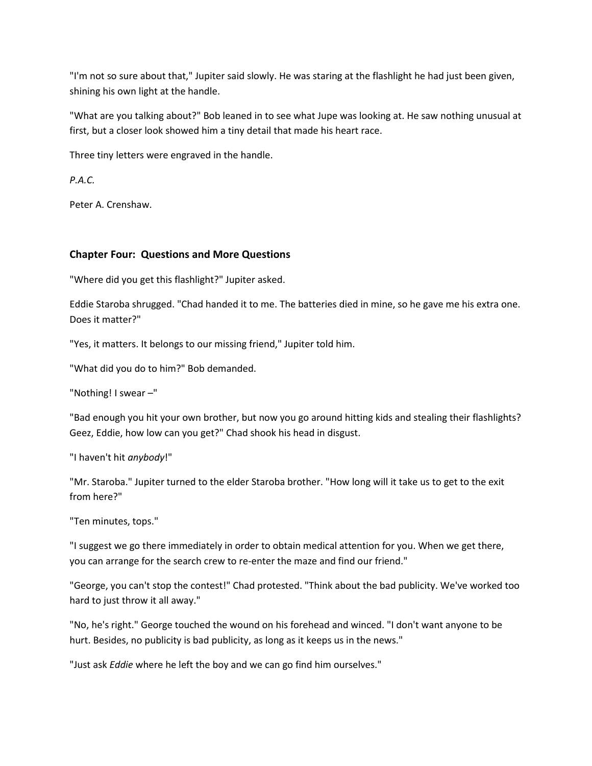"I'm not so sure about that," Jupiter said slowly. He was staring at the flashlight he had just been given, shining his own light at the handle.

"What are you talking about?" Bob leaned in to see what Jupe was looking at. He saw nothing unusual at first, but a closer look showed him a tiny detail that made his heart race.

Three tiny letters were engraved in the handle.

*P.A.C.*

Peter A. Crenshaw.

### Chapter Four: Questions and More Questions

"Where did you get this flashlight?" Jupiter asked.

Eddie Staroba shrugged. "Chad handed it to me. The batteries died in mine, so he gave me his extra one. Does it matter?"

"Yes, it matters. It belongs to our missing friend," Jupiter told him.

"What did you do to him?" Bob demanded.

"Nothing! I swear –"

"Bad enough you hit your own brother, but now you go around hitting kids and stealing their flashlights? Geez, Eddie, how low can you get?" Chad shook his head in disgust.

"I haven't hit *anybody*!"

"Mr. Staroba." Jupiter turned to the elder Staroba brother. "How long will it take us to get to the exit from here?"

"Ten minutes, tops."

"I suggest we go there immediately in order to obtain medical attention for you. When we get there, you can arrange for the search crew to re-enter the maze and find our friend."

"George, you can't stop the contest!" Chad protested. "Think about the bad publicity. We've worked too hard to just throw it all away."

"No, he's right." George touched the wound on his forehead and winced. "I don't want anyone to be hurt. Besides, no publicity is bad publicity, as long as it keeps us in the news."

"Just ask *Eddie* where he left the boy and we can go find him ourselves."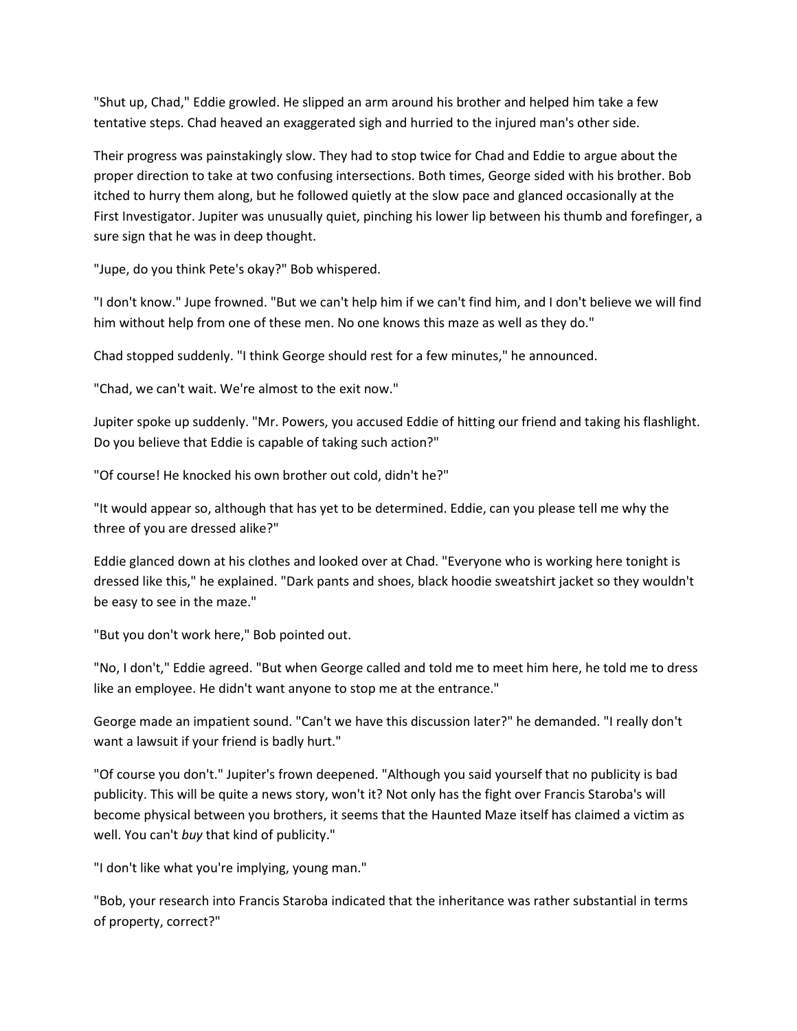"Shut up, Chad," Eddie growled. He slipped an arm around his brother and helped him take a few tentative steps. Chad heaved an exaggerated sigh and hurried to the injured man's other side.

Their progress was painstakingly slow. They had to stop twice for Chad and Eddie to argue about the proper direction to take at two confusing intersections. Both times, George sided with his brother. Bob itched to hurry them along, but he followed quietly at the slow pace and glanced occasionally at the First Investigator. Jupiter was unusually quiet, pinching his lower lip between his thumb and forefinger, a sure sign that he was in deep thought.

"Jupe, do you think Pete's okay?" Bob whispered.

"I don't know." Jupe frowned. "But we can't help him if we can't find him, and I don't believe we will find him without help from one of these men. No one knows this maze as well as they do."

Chad stopped suddenly. "I think George should rest for a few minutes," he announced.

"Chad, we can't wait. We're almost to the exit now."

Jupiter spoke up suddenly. "Mr. Powers, you accused Eddie of hitting our friend and taking his flashlight. Do you believe that Eddie is capable of taking such action?"

"Of course! He knocked his own brother out cold, didn't he?"

"It would appear so, although that has yet to be determined. Eddie, can you please tell me why the three of you are dressed alike?"

Eddie glanced down at his clothes and looked over at Chad. "Everyone who is working here tonight is dressed like this," he explained. "Dark pants and shoes, black hoodie sweatshirt jacket so they wouldn't be easy to see in the maze."

"But you don't work here," Bob pointed out.

"No, I don't," Eddie agreed. "But when George called and told me to meet him here, he told me to dress like an employee. He didn't want anyone to stop me at the entrance."

George made an impatient sound. "Can't we have this discussion later?" he demanded. "I really don't want a lawsuit if your friend is badly hurt."

"Of course you don't." Jupiter's frown deepened. "Although you said yourself that no publicity is bad publicity. This will be quite a news story, won't it? Not only has the fight over Francis Staroba's will become physical between you brothers, it seems that the Haunted Maze itself has claimed a victim as well. You can't *buy* that kind of publicity."

"I don't like what you're implying, young man."

"Bob, your research into Francis Staroba indicated that the inheritance was rather substantial in terms of property, correct?"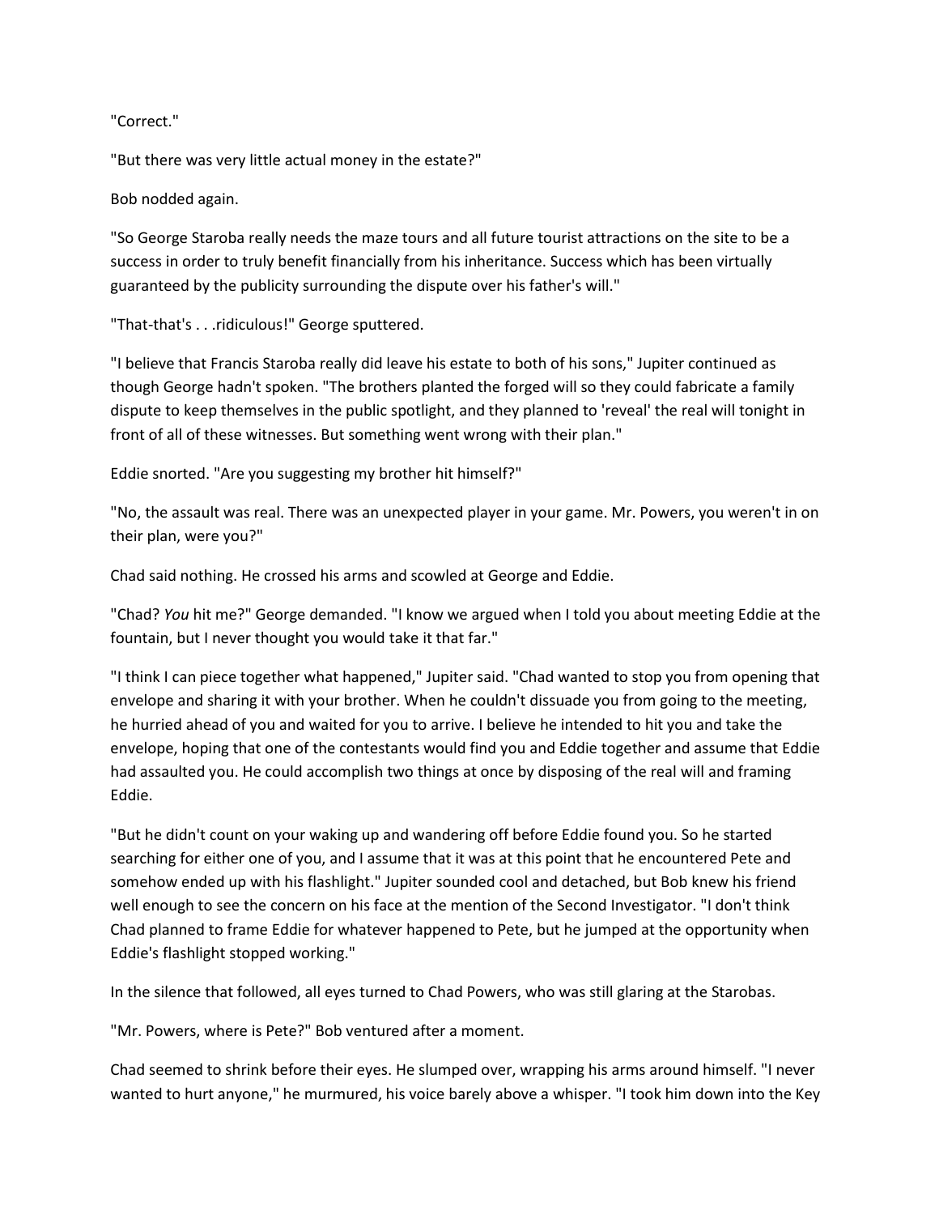"Correct."

"But there was very little actual money in the estate?"

Bob nodded again.

"So George Staroba really needs the maze tours and all future tourist attractions on the site to be a success in order to truly benefit financially from his inheritance. Success which has been virtually guaranteed by the publicity surrounding the dispute over his father's will."

"That-that's . . .ridiculous!" George sputtered.

"I believe that Francis Staroba really did leave his estate to both of his sons," Jupiter continued as though George hadn't spoken. "The brothers planted the forged will so they could fabricate a family dispute to keep themselves in the public spotlight, and they planned to 'reveal' the real will tonight in front of all of these witnesses. But something went wrong with their plan."

Eddie snorted. "Are you suggesting my brother hit himself?"

"No, the assault was real. There was an unexpected player in your game. Mr. Powers, you weren't in on their plan, were you?"

Chad said nothing. He crossed his arms and scowled at George and Eddie.

"Chad? *You* hit me?" George demanded. "I know we argued when I told you about meeting Eddie at the fountain, but I never thought you would take it that far."

"I think I can piece together what happened," Jupiter said. "Chad wanted to stop you from opening that envelope and sharing it with your brother. When he couldn't dissuade you from going to the meeting, he hurried ahead of you and waited for you to arrive. I believe he intended to hit you and take the envelope, hoping that one of the contestants would find you and Eddie together and assume that Eddie had assaulted you. He could accomplish two things at once by disposing of the real will and framing Eddie.

"But he didn't count on your waking up and wandering off before Eddie found you. So he started searching for either one of you, and I assume that it was at this point that he encountered Pete and somehow ended up with his flashlight." Jupiter sounded cool and detached, but Bob knew his friend well enough to see the concern on his face at the mention of the Second Investigator. "I don't think Chad planned to frame Eddie for whatever happened to Pete, but he jumped at the opportunity when Eddie's flashlight stopped working."

In the silence that followed, all eyes turned to Chad Powers, who was still glaring at the Starobas.

"Mr. Powers, where is Pete?" Bob ventured after a moment.

Chad seemed to shrink before their eyes. He slumped over, wrapping his arms around himself. "I never wanted to hurt anyone," he murmured, his voice barely above a whisper. "I took him down into the Key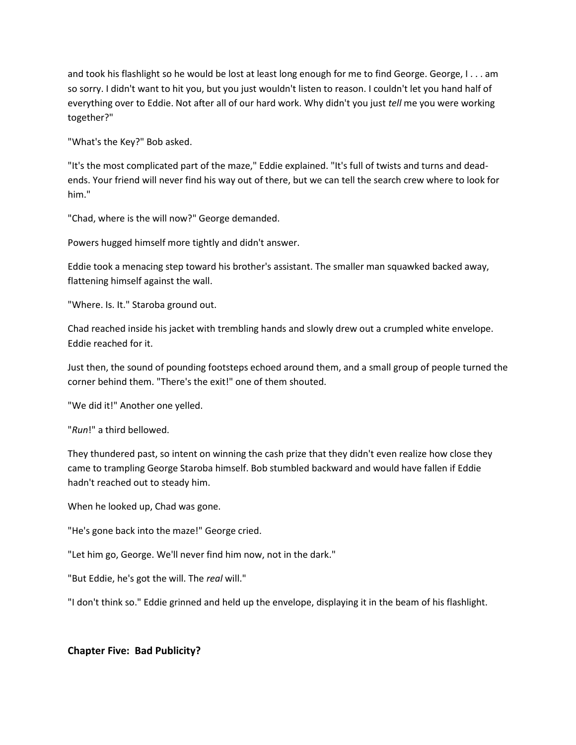and took his flashlight so he would be lost at least long enough for me to find George. George, I . . . am so sorry. I didn't want to hit you, but you just wouldn't listen to reason. I couldn't let you hand half of everything over to Eddie. Not after all of our hard work. Why didn't you just *tell* me you were working together?"

"What's the Key?" Bob asked.

"It's the most complicated part of the maze," Eddie explained. "It's full of twists and turns and dead-ends. Your friend will never find his way out of there, but we can tell the search crew where to look for him."

"Chad, where is the will now?" George demanded.

Powers hugged himself more tightly and didn't answer.

Eddie took a menacing step toward his brother's assistant. The smaller man squawked backed away, flattening himself against the wall.

"Where. Is. It." Staroba ground out.

Chad reached inside his jacket with trembling hands and slowly drew out a crumpled white envelope. Eddie reached for it.

Just then, the sound of pounding footsteps echoed around them, and a small group of people turned the corner behind them. "There's the exit!" one of them shouted.

"We did it!" Another one yelled.

"*Run*!" a third bellowed.

They thundered past, so intent on winning the cash prize that they didn't even realize how close they came to trampling George Staroba himself. Bob stumbled backward and would have fallen if Eddie hadn't reached out to steady him.

When he looked up, Chad was gone.

"He's gone back into the maze!" George cried.

"Let him go, George. We'll never find him now, not in the dark."

"But Eddie, he's got the will. The *real* will."

"I don't think so." Eddie grinned and held up the envelope, displaying it in the beam of his flashlight.

## Chapter Five: Bad Publicity?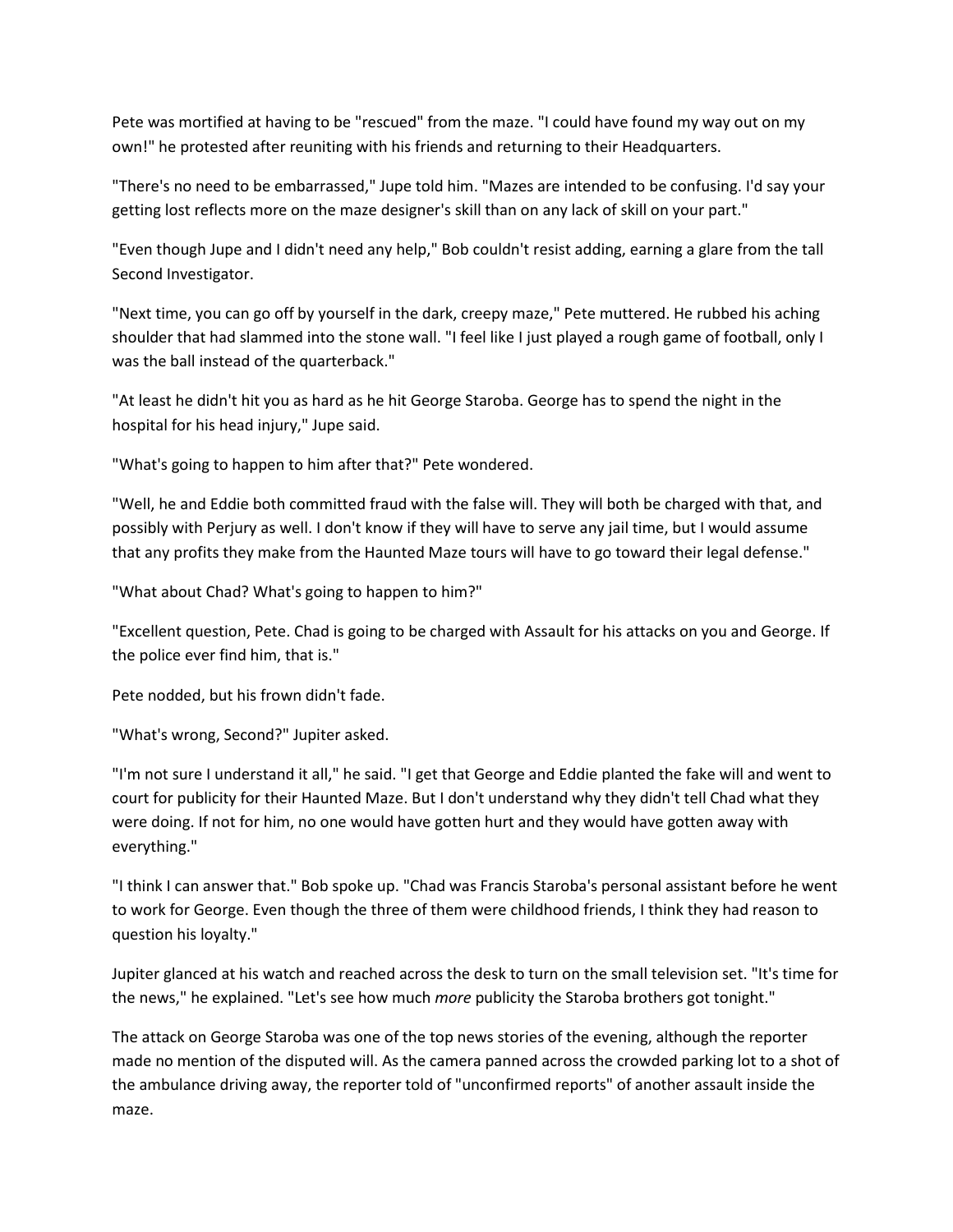Pete was mortified at having to be "rescued" from the maze. "I could have found my way out on my own!" he protested after reuniting with his friends and returning to their Headquarters.

"There's no need to be embarrassed," Jupe told him. "Mazes are intended to be confusing. I'd say your getting lost reflects more on the maze designer's skill than on any lack of skill on your part."

"Even though Jupe and I didn't need any help," Bob couldn't resist adding, earning a glare from the tall Second Investigator.

"Next time, you can go off by yourself in the dark, creepy maze," Pete muttered. He rubbed his aching shoulder that had slammed into the stone wall. "I feel like I just played a rough game of football, only I was the ball instead of the quarterback."

"At least he didn't hit you as hard as he hit George Staroba. George has to spend the night in the hospital for his head injury," Jupe said.

"What's going to happen to him after that?" Pete wondered.

"Well, he and Eddie both committed fraud with the false will. They will both be charged with that, and possibly with Perjury as well. I don't know if they will have to serve any jail time, but I would assume that any profits they make from the Haunted Maze tours will have to go toward their legal defense."

"What about Chad? What's going to happen to him?"

"Excellent question, Pete. Chad is going to be charged with Assault for his attacks on you and George. If the police ever find him, that is."

Pete nodded, but his frown didn't fade.

"What's wrong, Second?" Jupiter asked.

"I'm not sure I understand it all," he said. "I get that George and Eddie planted the fake will and went to court for publicity for their Haunted Maze. But I don't understand why they didn't tell Chad what they were doing. If not for him, no one would have gotten hurt and they would have gotten away with everything."

"I think I can answer that." Bob spoke up. "Chad was Francis Staroba's personal assistant before he went to work for George. Even though the three of them were childhood friends, I think they had reason to question his loyalty."

Jupiter glanced at his watch and reached across the desk to turn on the small television set. "It's time for the news," he explained. "Let's see how much *more* publicity the Staroba brothers got tonight."

The attack on George Staroba was one of the top news stories of the evening, although the reporter made no mention of the disputed will. As the camera panned across the crowded parking lot to a shot of the ambulance driving away, the reporter told of "unconfirmed reports" of another assault inside the maze.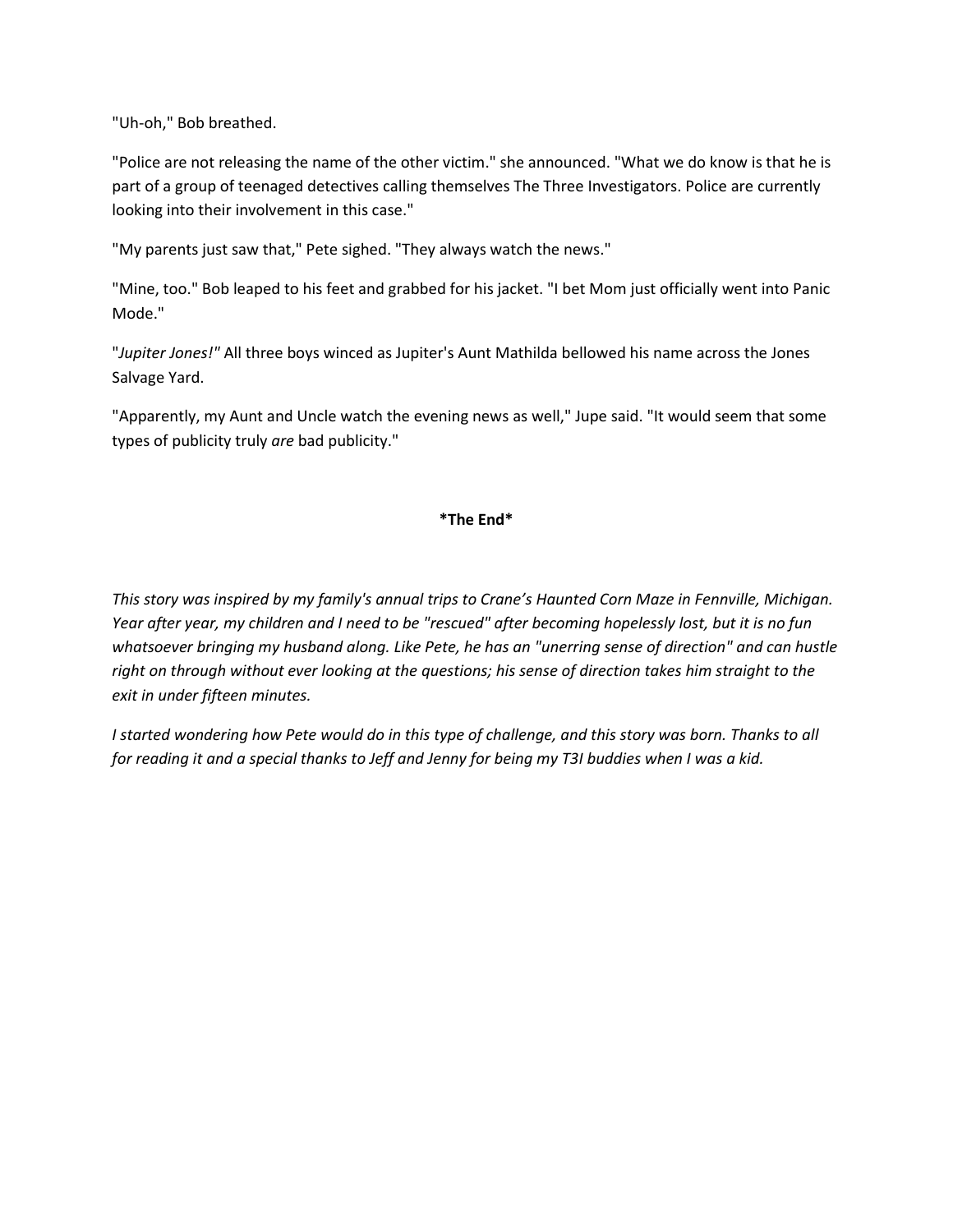"Uh-oh," Bob breathed.

"Police are not releasing the name of the other victim." she announced. "What we do know is that he is part of a group of teenaged detectives calling themselves The Three Investigators. Police are currently looking into their involvement in this case."

"My parents just saw that," Pete sighed. "They always watch the news."

"Mine, too." Bob leaped to his feet and grabbed for his jacket. "I bet Mom just officially went into Panic Mode."

"*Jupiter Jones!"* All three boys winced as Jupiter's Aunt Mathilda bellowed his name across the Jones Salvage Yard.

"Apparently, my Aunt and Uncle watch the evening news as well," Jupe said. "It would seem that some types of publicity truly *are* bad publicity."

**\*The End\***

*This story was inspired by my family's annual trips to Crane's Haunted Corn Maze in Fennville, Michigan. Year after year, my children and I need to be "rescued" after becoming hopelessly lost, but it is no fun whatsoever bringing my husband along. Like Pete, he has an "unerring sense of direction" and can hustle right on through without ever looking at the questions; his sense of direction takes him straight to the exit in under fifteen minutes.*

*I started wondering how Pete would do in this type of challenge, and this story was born. Thanks to all for reading it and a special thanks to Jeff and Jenny for being my T3I buddies when I was a kid.*